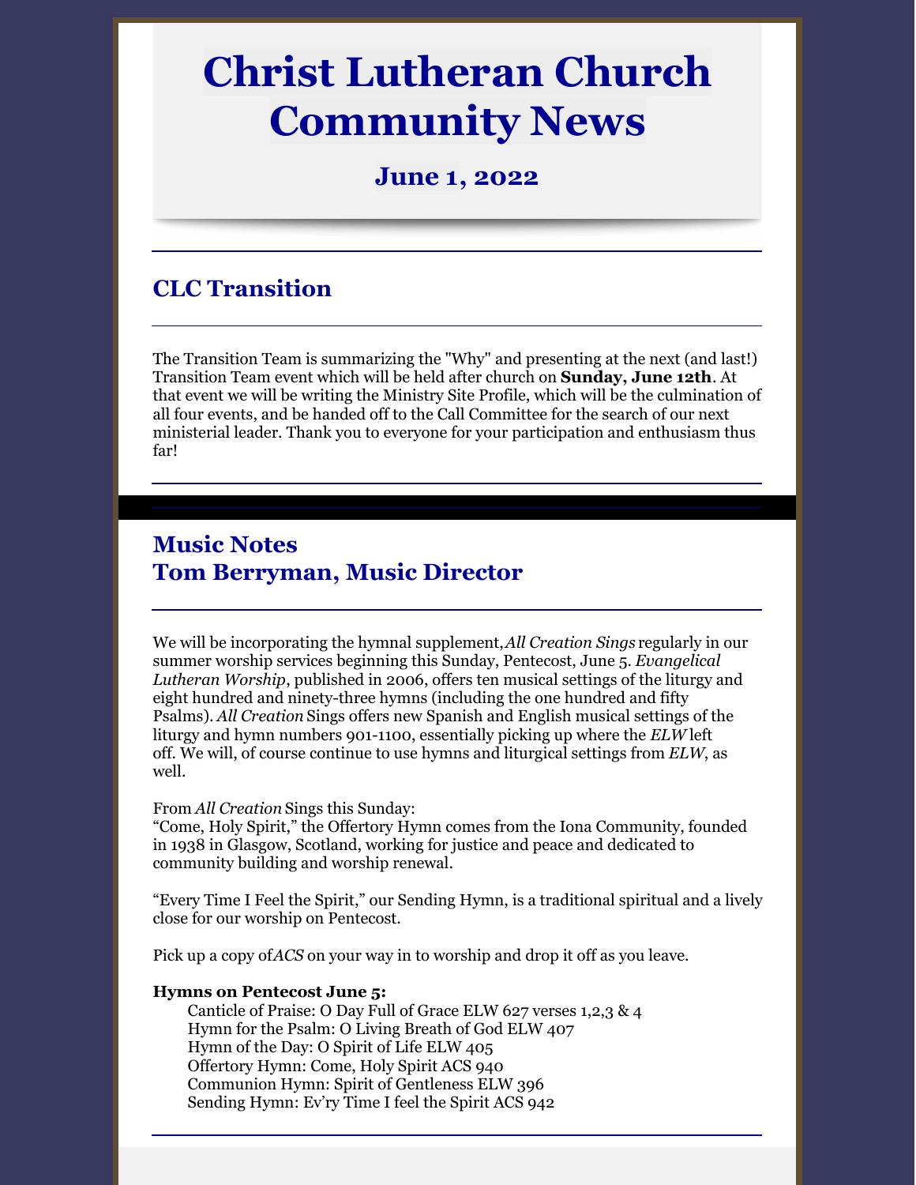# Christ Lutheran Church Community News

## June 1, 2022

## CLC Transition

The Transition Team is summarizing the "Why" and presenting at the next (and last!) Transition Team event which will be held after church on **Sunday, June 12th**. At that event we will be writing the Ministry Site Profile, which will be the culmination of all four events, and be handed off to the Call Committee for the search of our next ministerial leader. Thank you to everyone for your participation and enthusiasm thus far!

## Music Notes
## Tom Berryman, Music Director

We will be incorporating the hymnal supplement, *All Creation Sings* regularly in our summer worship services beginning this Sunday, Pentecost, June 5. *Evangelical Lutheran Worship*, published in 2006, offers ten musical settings of the liturgy and eight hundred and ninety-three hymns (including the one hundred and fifty Psalms). *All Creation* Sings offers new Spanish and English musical settings of the liturgy and hymn numbers 901-1100, essentially picking up where the *ELW* left off. We will, of course continue to use hymns and liturgical settings from *ELW*, as well.

From *All Creation* Sings this Sunday:
"Come, Holy Spirit," the Offertory Hymn comes from the Iona Community, founded in 1938 in Glasgow, Scotland, working for justice and peace and dedicated to community building and worship renewal.

"Every Time I Feel the Spirit," our Sending Hymn, is a traditional spiritual and a lively close for our worship on Pentecost.

Pick up a copy of *ACS* on your way in to worship and drop it off as you leave.

**Hymns on Pentecost June 5:**

Canticle of Praise: O Day Full of Grace ELW 627 verses 1,2,3 & 4
Hymn for the Psalm: O Living Breath of God ELW 407
Hymn of the Day: O Spirit of Life ELW 405
Offertory Hymn: Come, Holy Spirit ACS 940
Communion Hymn: Spirit of Gentleness ELW 396
Sending Hymn: Ev'ry Time I feel the Spirit ACS 942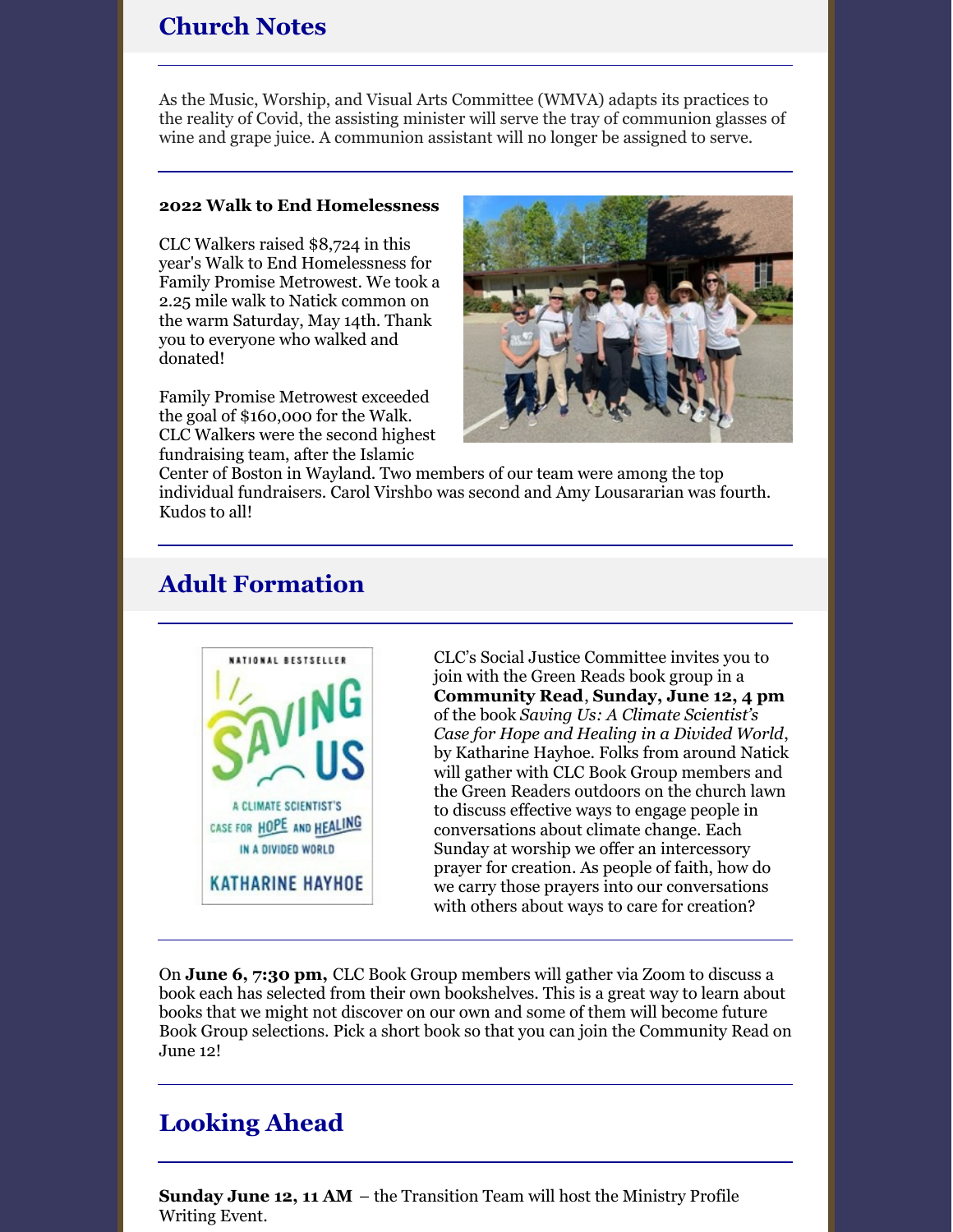## Church Notes

As the Music, Worship, and Visual Arts Committee (WMVA) adapts its practices to the reality of Covid, the assisting minister will serve the tray of communion glasses of wine and grape juice. A communion assistant will no longer be assigned to serve.

**2022 Walk to End Homelessness**

CLC Walkers raised $8,724 in this year's Walk to End Homelessness for Family Promise Metrowest. We took a 2.25 mile walk to Natick common on the warm Saturday, May 14th. Thank you to everyone who walked and donated!

Family Promise Metrowest exceeded the goal of $160,000 for the Walk. CLC Walkers were the second highest fundraising team, after the Islamic Center of Boston in Wayland. Two members of our team were among the top individual fundraisers. Carol Virshbo was second and Amy Lousararian was fourth. Kudos to all!

## Adult Formation

CLC's Social Justice Committee invites you to join with the Green Reads book group in a **Community Read**, **Sunday, June 12, 4 pm** of the book *Saving Us: A Climate Scientist's Case for Hope and Healing in a Divided World*, by Katharine Hayhoe. Folks from around Natick will gather with CLC Book Group members and the Green Readers outdoors on the church lawn to discuss effective ways to engage people in conversations about climate change. Each Sunday at worship we offer an intercessory prayer for creation. As people of faith, how do we carry those prayers into our conversations with others about ways to care for creation?

On **June 6, 7:30 pm,** CLC Book Group members will gather via Zoom to discuss a book each has selected from their own bookshelves. This is a great way to learn about books that we might not discover on our own and some of them will become future Book Group selections. Pick a short book so that you can join the Community Read on June 12!

## Looking Ahead

**Sunday June 12, 11 AM** – the Transition Team will host the Ministry Profile Writing Event.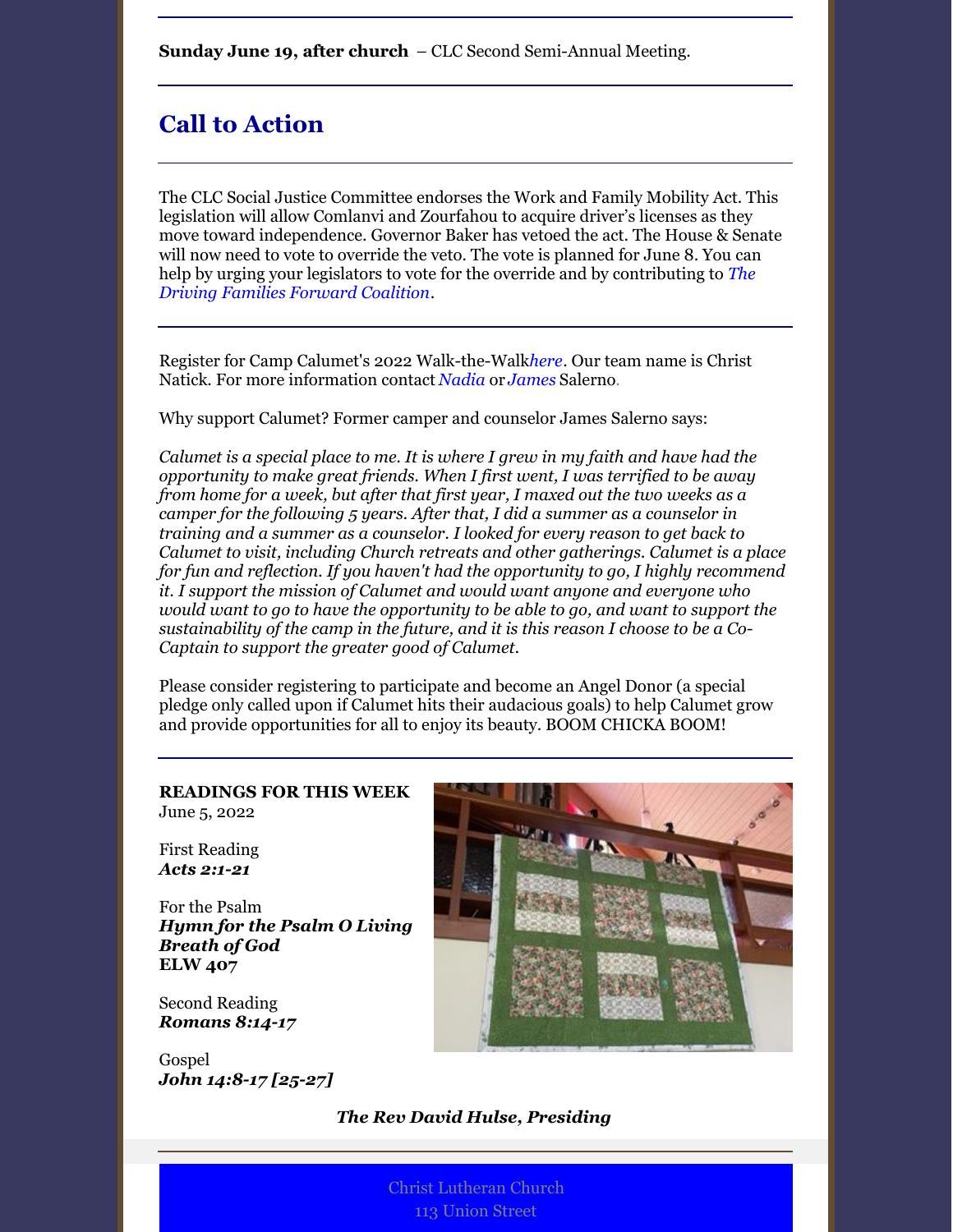**Sunday June 19, after church** – CLC Second Semi-Annual Meeting.

## Call to Action

The CLC Social Justice Committee endorses the Work and Family Mobility Act. This legislation will allow Comlanvi and Zourfahou to acquire driver's licenses as they move toward independence. Governor Baker has vetoed the act. The House & Senate will now need to vote to override the veto. The vote is planned for June 8. You can help by urging your legislators to vote for the override and by contributing to *The Driving Families Forward Coalition*.

Register for Camp Calumet's 2022 Walk-the-Walk *here*. Our team name is Christ Natick. For more information contact *Nadia* or *James* Salerno.

Why support Calumet? Former camper and counselor James Salerno says:

*Calumet is a special place to me. It is where I grew in my faith and have had the opportunity to make great friends. When I first went, I was terrified to be away from home for a week, but after that first year, I maxed out the two weeks as a camper for the following 5 years. After that, I did a summer as a counselor in training and a summer as a counselor. I looked for every reason to get back to Calumet to visit, including Church retreats and other gatherings. Calumet is a place for fun and reflection. If you haven't had the opportunity to go, I highly recommend it. I support the mission of Calumet and would want anyone and everyone who would want to go to have the opportunity to be able to go, and want to support the sustainability of the camp in the future, and it is this reason I choose to be a Co-Captain to support the greater good of Calumet.*

Please consider registering to participate and become an Angel Donor (a special pledge only called upon if Calumet hits their audacious goals) to help Calumet grow and provide opportunities for all to enjoy its beauty. BOOM CHICKA BOOM!

**READINGS FOR THIS WEEK**
June 5, 2022

First Reading
***Acts 2:1-21***

For the Psalm
***Hymn for the Psalm O Living Breath of God***
**ELW 407**

Second Reading
***Romans 8:14-17***

Gospel
***John 14:8-17 [25-27]***

***The Rev David Hulse, Presiding***

Christ Lutheran Church
113 Union Street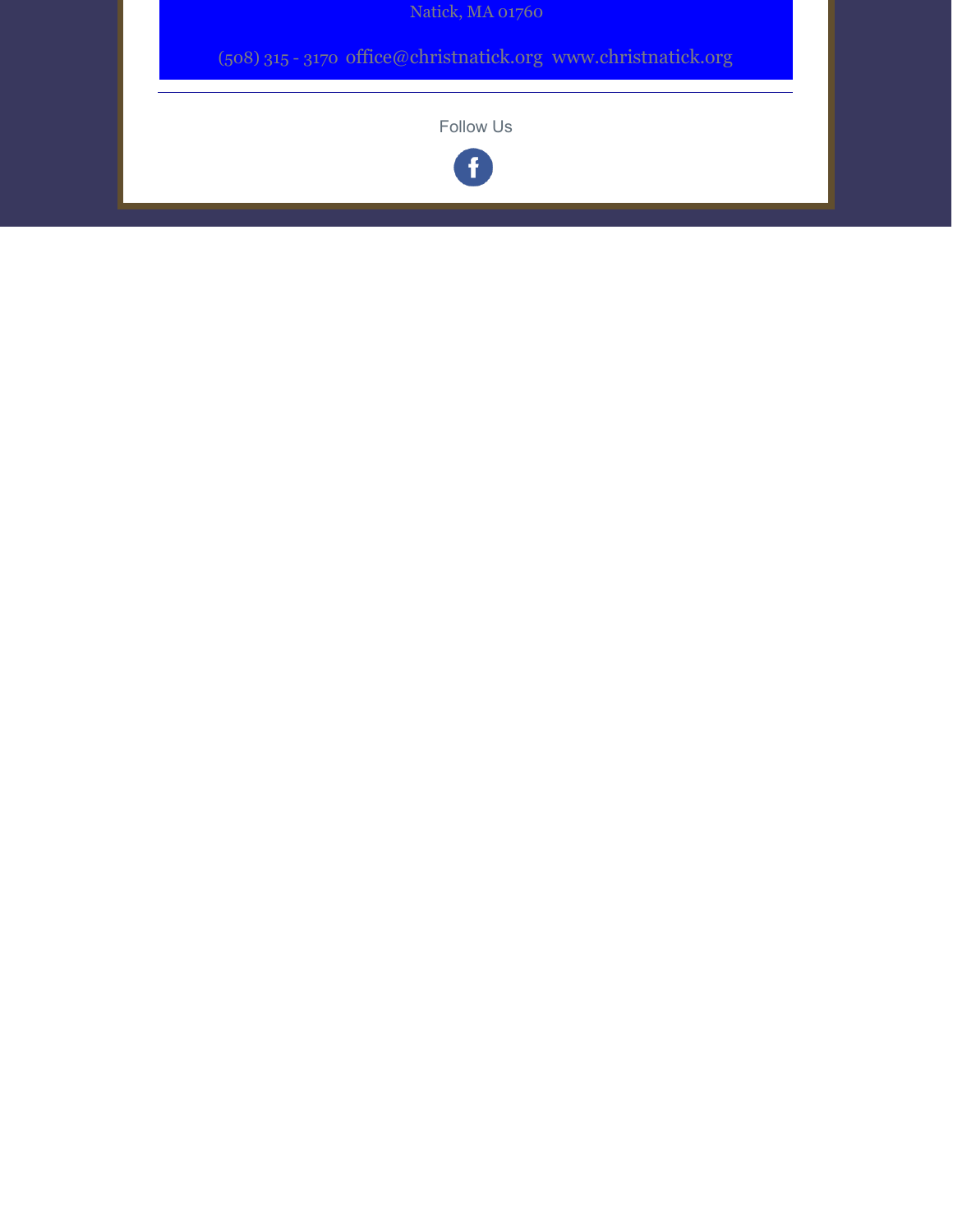Natick, MA 01760

(508) 315 - 3170 office@christnatick.org www.christnatick.org

---

Follow Us